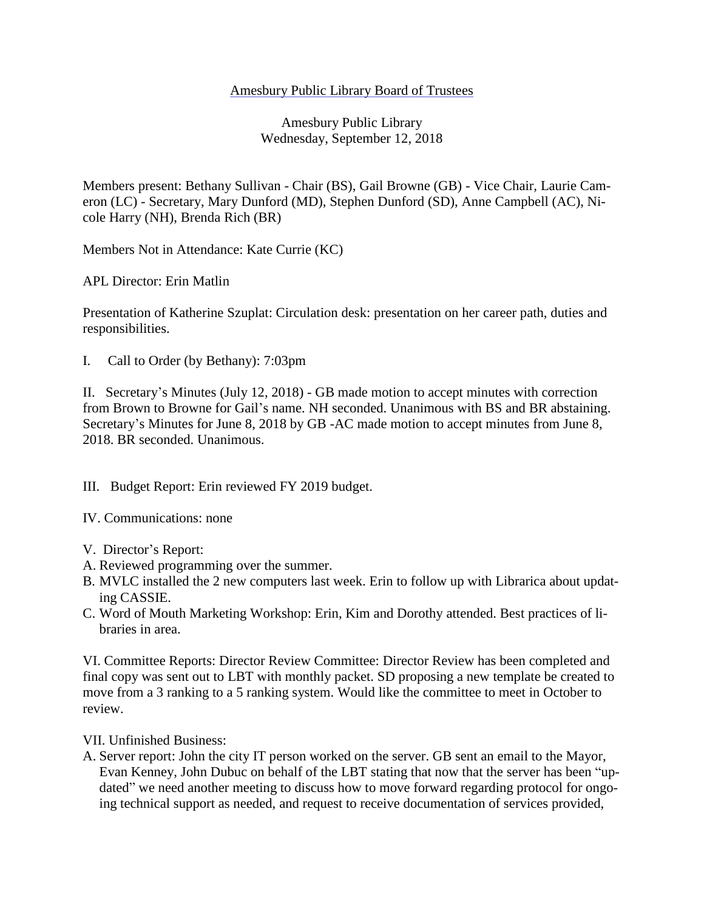Amesbury Public Library Board of Trustees

Amesbury Public Library
Wednesday, September 12, 2018

Members present: Bethany Sullivan - Chair (BS), Gail Browne (GB) - Vice Chair, Laurie Cameron (LC) - Secretary, Mary Dunford (MD), Stephen Dunford (SD), Anne Campbell (AC), Nicole Harry (NH), Brenda Rich (BR)

Members Not in Attendance: Kate Currie (KC)

APL Director: Erin Matlin

Presentation of Katherine Szuplat: Circulation desk: presentation on her career path, duties and responsibilities.

I. Call to Order (by Bethany): 7:03pm

II. Secretary's Minutes (July 12, 2018) - GB made motion to accept minutes with correction from Brown to Browne for Gail's name. NH seconded. Unanimous with BS and BR abstaining. Secretary's Minutes for June 8, 2018 by GB -AC made motion to accept minutes from June 8, 2018. BR seconded. Unanimous.

III. Budget Report: Erin reviewed FY 2019 budget.

IV. Communications: none

V. Director's Report:

A. Reviewed programming over the summer.
B. MVLC installed the 2 new computers last week. Erin to follow up with Librarica about updating CASSIE.
C. Word of Mouth Marketing Workshop: Erin, Kim and Dorothy attended. Best practices of libraries in area.

VI. Committee Reports: Director Review Committee: Director Review has been completed and final copy was sent out to LBT with monthly packet. SD proposing a new template be created to move from a 3 ranking to a 5 ranking system. Would like the committee to meet in October to review.

VII. Unfinished Business:

A. Server report: John the city IT person worked on the server. GB sent an email to the Mayor, Evan Kenney, John Dubuc on behalf of the LBT stating that now that the server has been "updated" we need another meeting to discuss how to move forward regarding protocol for ongoing technical support as needed, and request to receive documentation of services provided,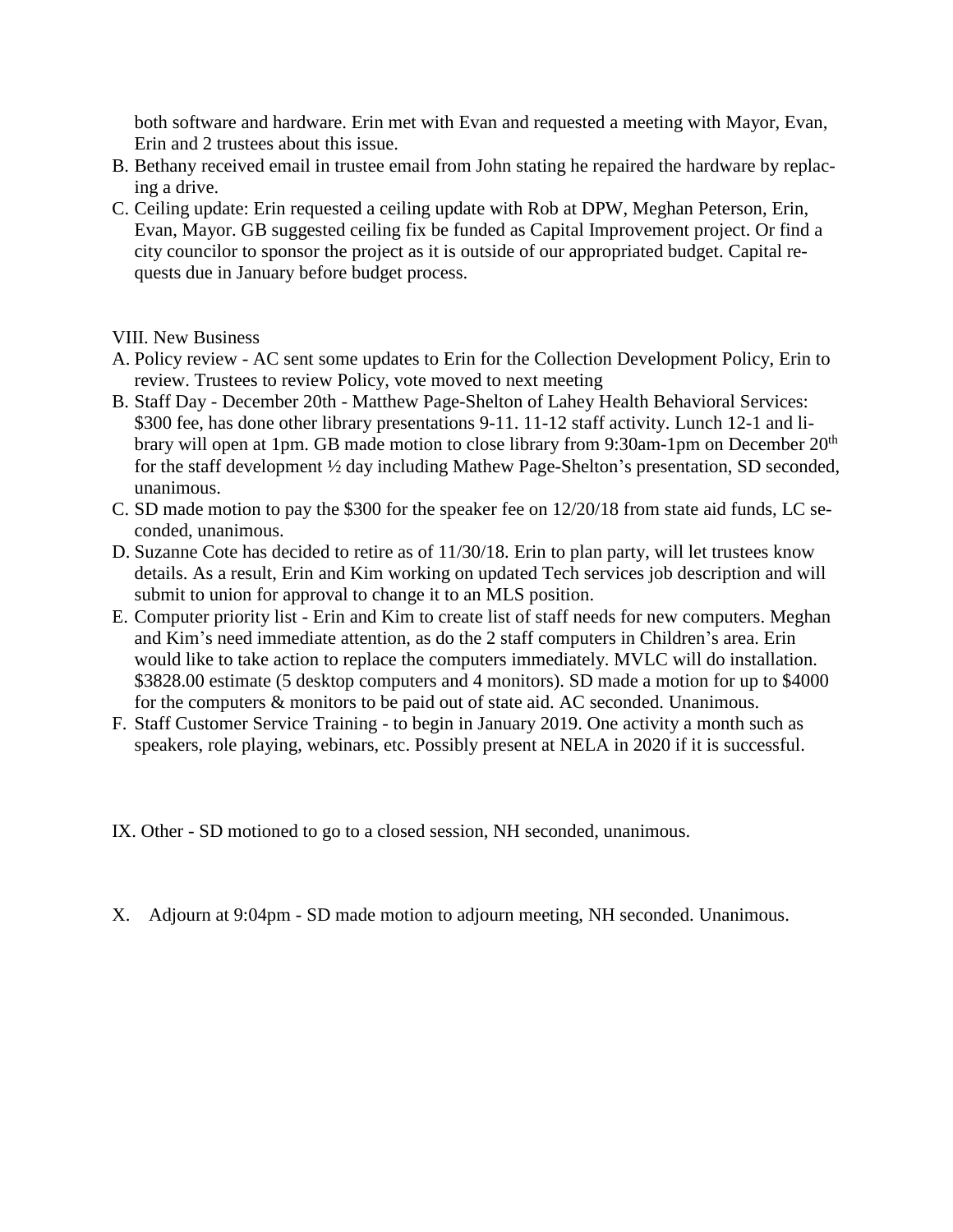both software and hardware. Erin met with Evan and requested a meeting with Mayor, Evan, Erin and 2 trustees about this issue.

B. Bethany received email in trustee email from John stating he repaired the hardware by replacing a drive.

C. Ceiling update: Erin requested a ceiling update with Rob at DPW, Meghan Peterson, Erin, Evan, Mayor. GB suggested ceiling fix be funded as Capital Improvement project. Or find a city councilor to sponsor the project as it is outside of our appropriated budget. Capital requests due in January before budget process.

VIII. New Business

A. Policy review - AC sent some updates to Erin for the Collection Development Policy, Erin to review. Trustees to review Policy, vote moved to next meeting

B. Staff Day - December 20th - Matthew Page-Shelton of Lahey Health Behavioral Services: $300 fee, has done other library presentations 9-11. 11-12 staff activity. Lunch 12-1 and library will open at 1pm. GB made motion to close library from 9:30am-1pm on December 20th for the staff development ½ day including Mathew Page-Shelton's presentation, SD seconded, unanimous.

C. SD made motion to pay the $300 for the speaker fee on 12/20/18 from state aid funds, LC seconded, unanimous.

D. Suzanne Cote has decided to retire as of 11/30/18. Erin to plan party, will let trustees know details. As a result, Erin and Kim working on updated Tech services job description and will submit to union for approval to change it to an MLS position.

E. Computer priority list - Erin and Kim to create list of staff needs for new computers. Meghan and Kim's need immediate attention, as do the 2 staff computers in Children's area. Erin would like to take action to replace the computers immediately. MVLC will do installation. $3828.00 estimate (5 desktop computers and 4 monitors). SD made a motion for up to $4000 for the computers & monitors to be paid out of state aid. AC seconded. Unanimous.

F. Staff Customer Service Training - to begin in January 2019. One activity a month such as speakers, role playing, webinars, etc. Possibly present at NELA in 2020 if it is successful.

IX. Other - SD motioned to go to a closed session, NH seconded, unanimous.

X. Adjourn at 9:04pm - SD made motion to adjourn meeting, NH seconded. Unanimous.